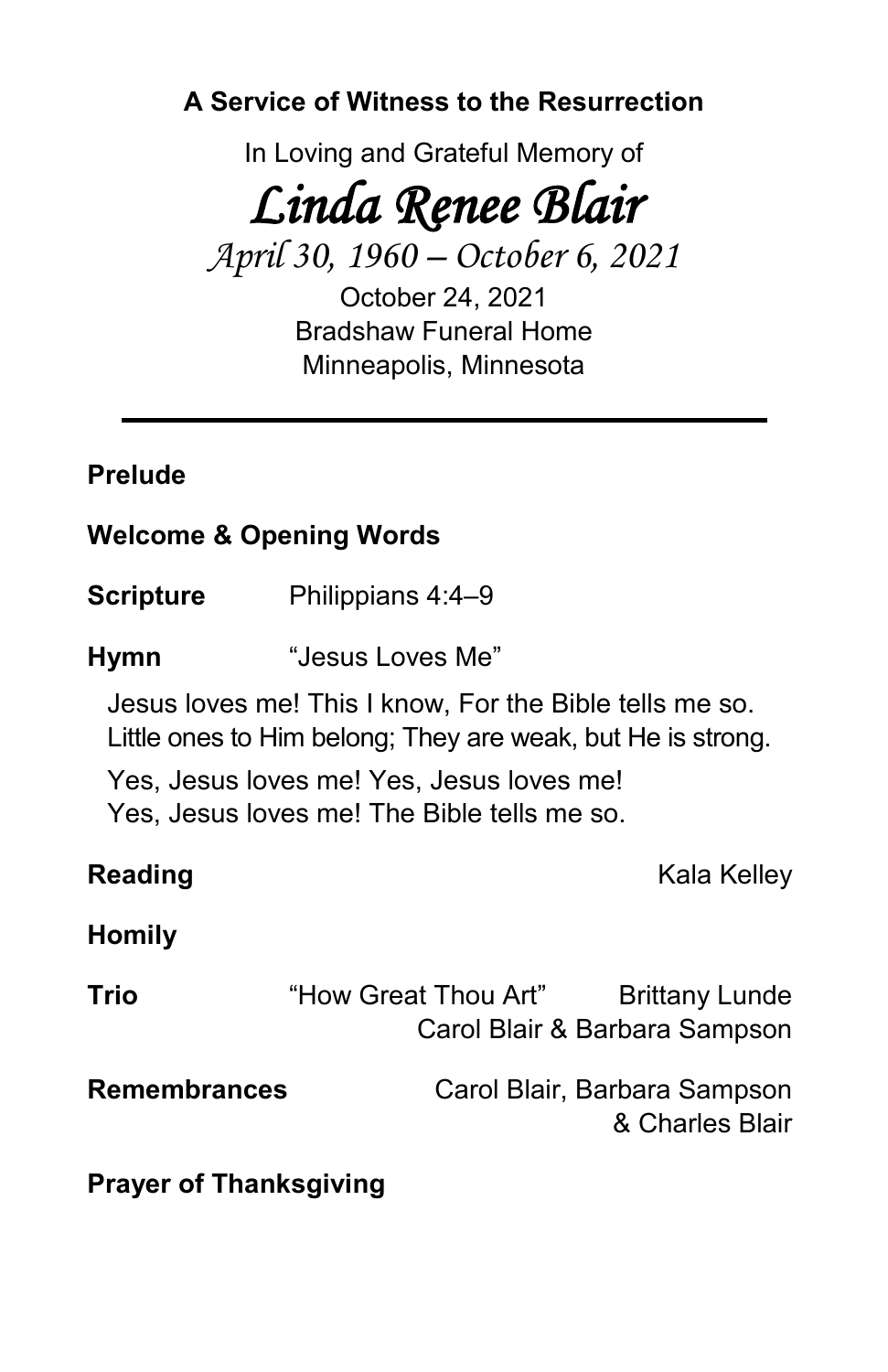**A Service of Witness to the Resurrection**

In Loving and Grateful Memory of

# *Linda Renee Blair*

*April 30, 1960 – October 6, 2021*

October 24, 2021
Bradshaw Funeral Home
Minneapolis, Minnesota

---

**Prelude**

**Welcome & Opening Words**

**Scripture** Philippians 4:4–9

**Hymn** "Jesus Loves Me"

Jesus loves me! This I know, For the Bible tells me so.
Little ones to Him belong; They are weak, but He is strong.

Yes, Jesus loves me! Yes, Jesus loves me!
Yes, Jesus loves me! The Bible tells me so.

**Reading** Kala Kelley

**Homily**

**Trio** "How Great Thou Art" Brittany Lunde
Carol Blair & Barbara Sampson

**Remembrances** Carol Blair, Barbara Sampson
& Charles Blair

**Prayer of Thanksgiving**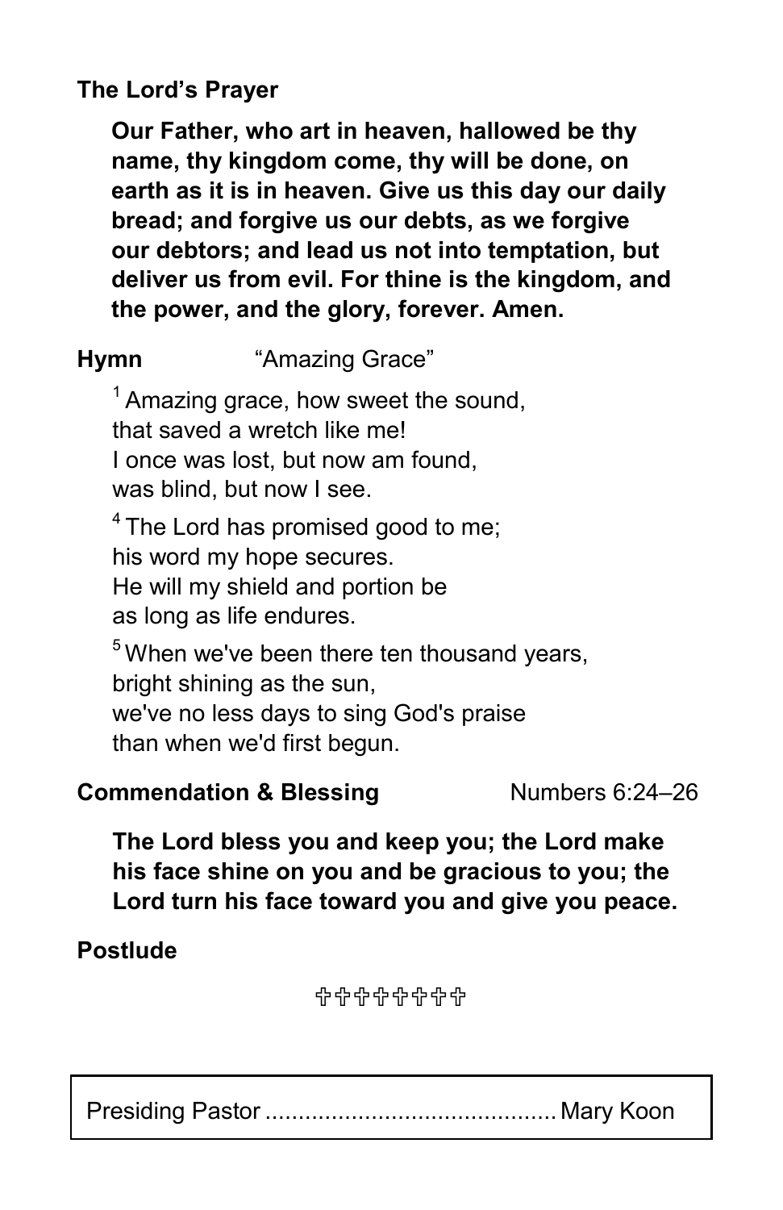**The Lord's Prayer**

**Our Father, who art in heaven, hallowed be thy name, thy kingdom come, thy will be done, on earth as it is in heaven. Give us this day our daily bread; and forgive us our debts, as we forgive our debtors; and lead us not into temptation, but deliver us from evil. For thine is the kingdom, and the power, and the glory, forever. Amen.**

**Hymn** "Amazing Grace"

[1] Amazing grace, how sweet the sound,
that saved a wretch like me!
I once was lost, but now am found,
was blind, but now I see.

[4] The Lord has promised good to me;
his word my hope secures.
He will my shield and portion be
as long as life endures.

[5] When we've been there ten thousand years,
bright shining as the sun,
we've no less days to sing God's praise
than when we'd first begun.

**Commendation & Blessing** Numbers 6:24–26

**The Lord bless you and keep you; the Lord make his face shine on you and be gracious to you; the Lord turn his face toward you and give you peace.**

**Postlude**

✞✞✞✞✞✞✞✞

Presiding Pastor ........................................... Mary Koon